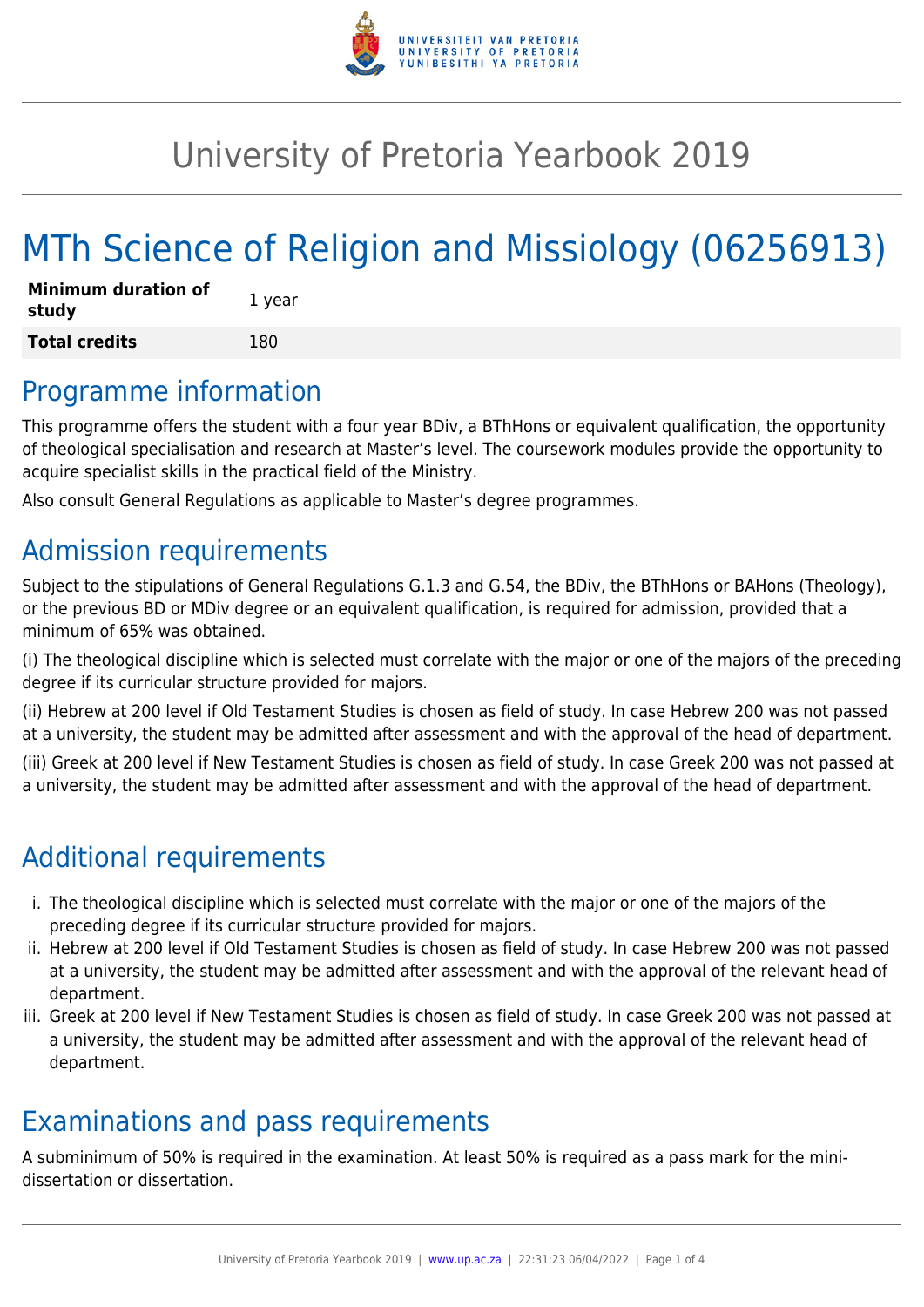# University of Pretoria Yearbook 2019

# MTh Science of Religion and Missiology (06256913)

| | |
|---|---|
| **Minimum duration of study** | 1 year |
| **Total credits** | 180 |

## Programme information

This programme offers the student with a four year BDiv, a BThHons or equivalent qualification, the opportunity of theological specialisation and research at Master's level. The coursework modules provide the opportunity to acquire specialist skills in the practical field of the Ministry.

Also consult General Regulations as applicable to Master's degree programmes.

## Admission requirements

Subject to the stipulations of General Regulations G.1.3 and G.54, the BDiv, the BThHons or BAHons (Theology), or the previous BD or MDiv degree or an equivalent qualification, is required for admission, provided that a minimum of 65% was obtained.

(i) The theological discipline which is selected must correlate with the major or one of the majors of the preceding degree if its curricular structure provided for majors.

(ii) Hebrew at 200 level if Old Testament Studies is chosen as field of study. In case Hebrew 200 was not passed at a university, the student may be admitted after assessment and with the approval of the head of department.

(iii) Greek at 200 level if New Testament Studies is chosen as field of study. In case Greek 200 was not passed at a university, the student may be admitted after assessment and with the approval of the head of department.

## Additional requirements

i. The theological discipline which is selected must correlate with the major or one of the majors of the preceding degree if its curricular structure provided for majors.
ii. Hebrew at 200 level if Old Testament Studies is chosen as field of study. In case Hebrew 200 was not passed at a university, the student may be admitted after assessment and with the approval of the relevant head of department.
iii. Greek at 200 level if New Testament Studies is chosen as field of study. In case Greek 200 was not passed at a university, the student may be admitted after assessment and with the approval of the relevant head of department.

## Examinations and pass requirements

A subminimum of 50% is required in the examination. At least 50% is required as a pass mark for the mini-dissertation or dissertation.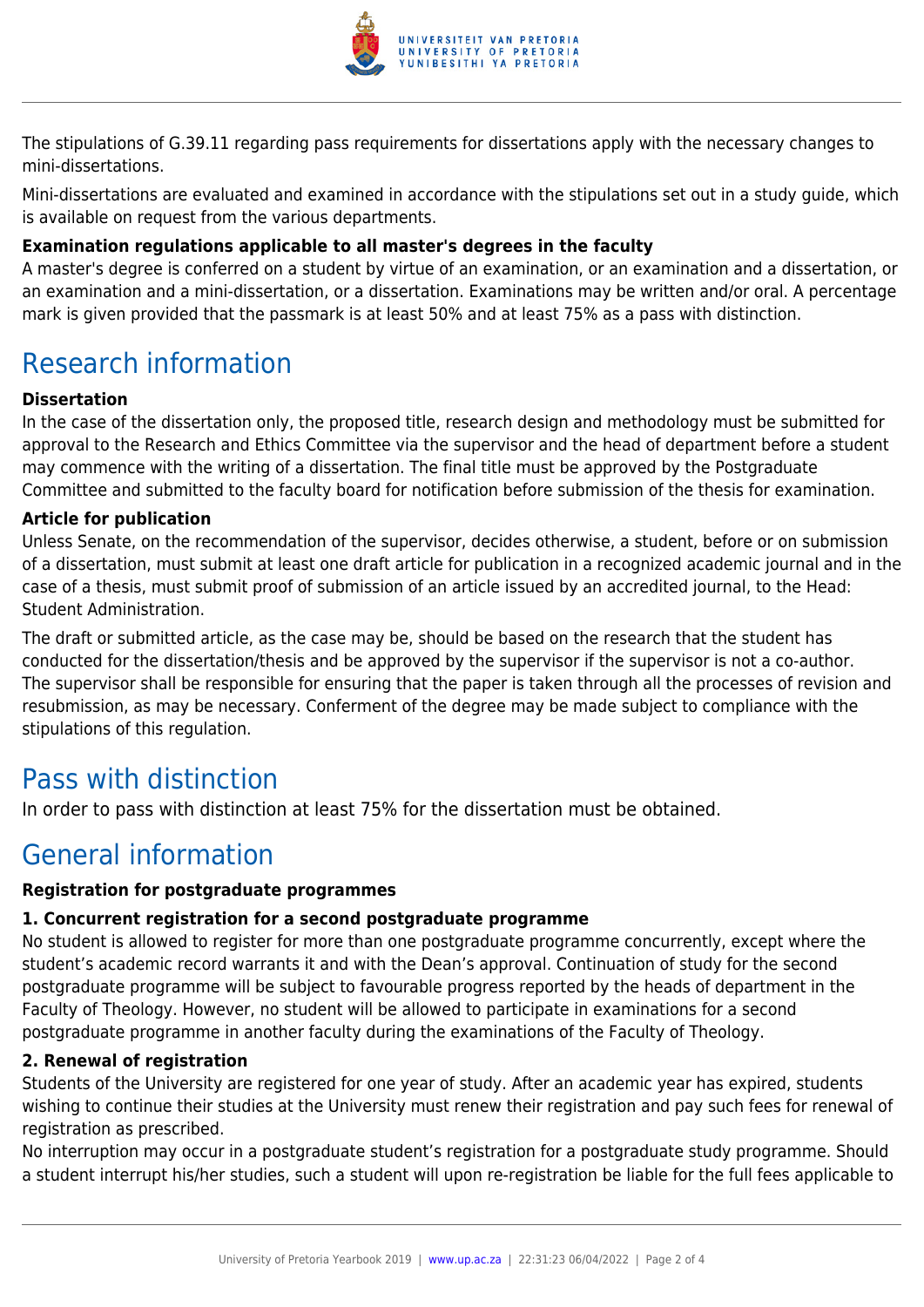The stipulations of G.39.11 regarding pass requirements for dissertations apply with the necessary changes to mini-dissertations.

Mini-dissertations are evaluated and examined in accordance with the stipulations set out in a study guide, which is available on request from the various departments.

**Examination regulations applicable to all master's degrees in the faculty**

A master's degree is conferred on a student by virtue of an examination, or an examination and a dissertation, or an examination and a mini-dissertation, or a dissertation. Examinations may be written and/or oral. A percentage mark is given provided that the passmark is at least 50% and at least 75% as a pass with distinction.

# Research information

**Dissertation**

In the case of the dissertation only, the proposed title, research design and methodology must be submitted for approval to the Research and Ethics Committee via the supervisor and the head of department before a student may commence with the writing of a dissertation. The final title must be approved by the Postgraduate Committee and submitted to the faculty board for notification before submission of the thesis for examination.

**Article for publication**

Unless Senate, on the recommendation of the supervisor, decides otherwise, a student, before or on submission of a dissertation, must submit at least one draft article for publication in a recognized academic journal and in the case of a thesis, must submit proof of submission of an article issued by an accredited journal, to the Head: Student Administration.

The draft or submitted article, as the case may be, should be based on the research that the student has conducted for the dissertation/thesis and be approved by the supervisor if the supervisor is not a co-author. The supervisor shall be responsible for ensuring that the paper is taken through all the processes of revision and resubmission, as may be necessary. Conferment of the degree may be made subject to compliance with the stipulations of this regulation.

# Pass with distinction

In order to pass with distinction at least 75% for the dissertation must be obtained.

# General information

**Registration for postgraduate programmes**

**1. Concurrent registration for a second postgraduate programme**

No student is allowed to register for more than one postgraduate programme concurrently, except where the student's academic record warrants it and with the Dean's approval. Continuation of study for the second postgraduate programme will be subject to favourable progress reported by the heads of department in the Faculty of Theology. However, no student will be allowed to participate in examinations for a second postgraduate programme in another faculty during the examinations of the Faculty of Theology.

**2. Renewal of registration**

Students of the University are registered for one year of study. After an academic year has expired, students wishing to continue their studies at the University must renew their registration and pay such fees for renewal of registration as prescribed.

No interruption may occur in a postgraduate student's registration for a postgraduate study programme. Should a student interrupt his/her studies, such a student will upon re-registration be liable for the full fees applicable to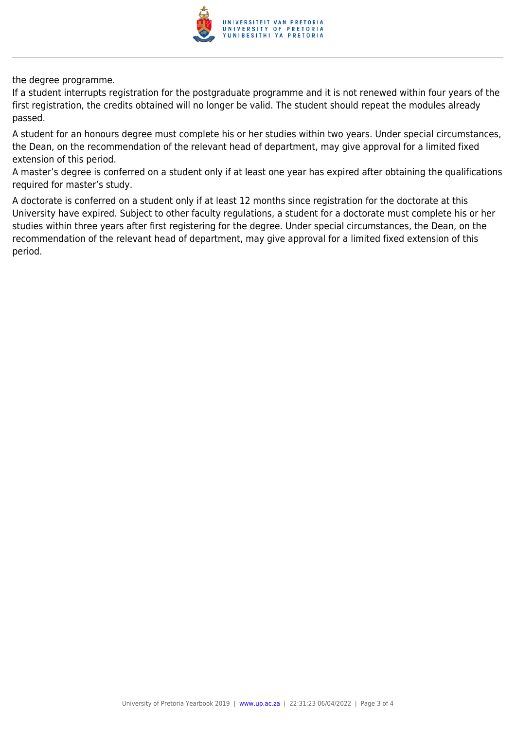the degree programme.

If a student interrupts registration for the postgraduate programme and it is not renewed within four years of the first registration, the credits obtained will no longer be valid. The student should repeat the modules already passed.

A student for an honours degree must complete his or her studies within two years. Under special circumstances, the Dean, on the recommendation of the relevant head of department, may give approval for a limited fixed extension of this period.

A master's degree is conferred on a student only if at least one year has expired after obtaining the qualifications required for master's study.

A doctorate is conferred on a student only if at least 12 months since registration for the doctorate at this University have expired. Subject to other faculty regulations, a student for a doctorate must complete his or her studies within three years after first registering for the degree. Under special circumstances, the Dean, on the recommendation of the relevant head of department, may give approval for a limited fixed extension of this period.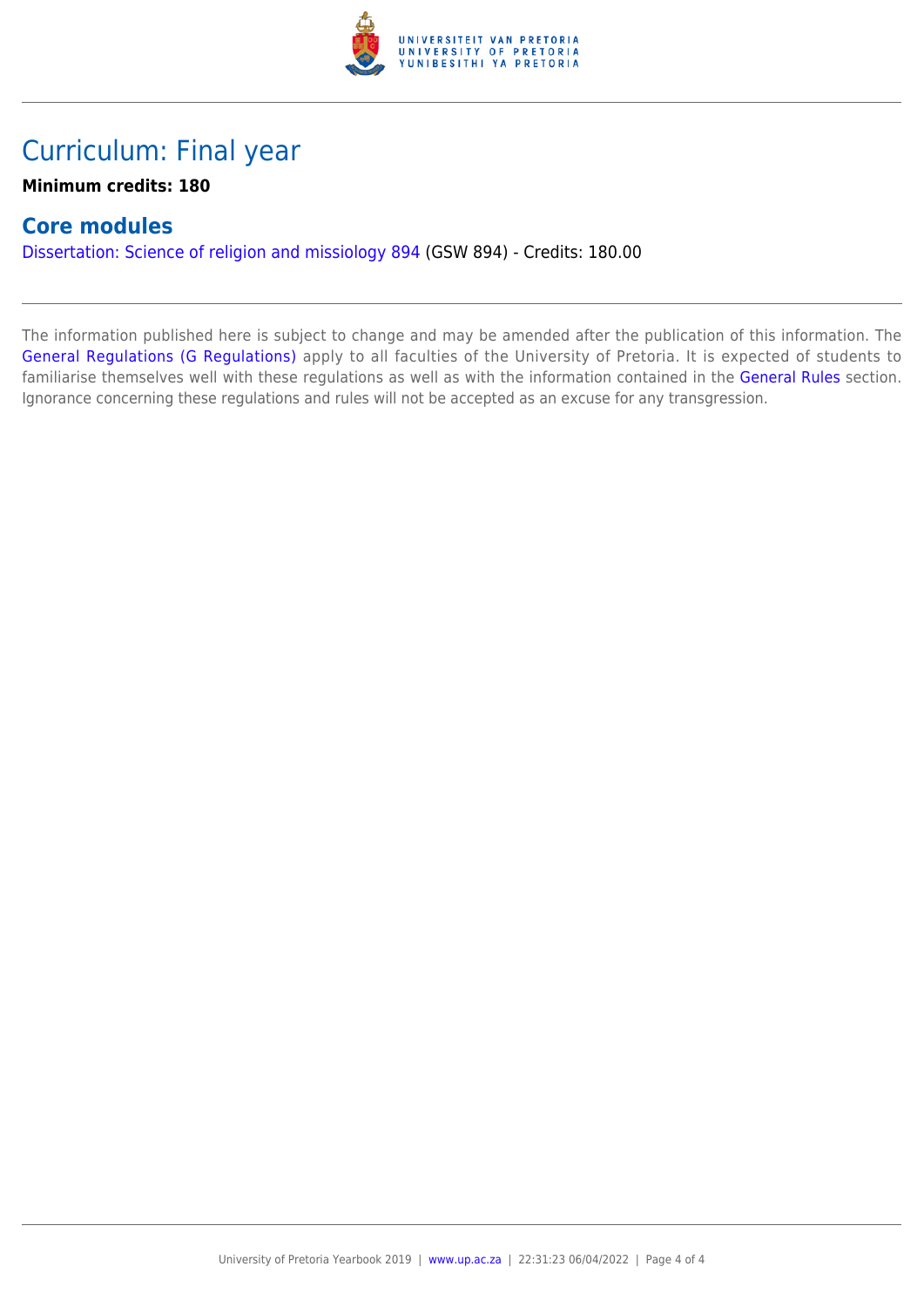## Curriculum: Final year

**Minimum credits: 180**

### Core modules

Dissertation: Science of religion and missiology 894 (GSW 894) - Credits: 180.00

The information published here is subject to change and may be amended after the publication of this information. The General Regulations (G Regulations) apply to all faculties of the University of Pretoria. It is expected of students to familiarise themselves well with these regulations as well as with the information contained in the General Rules section. Ignorance concerning these regulations and rules will not be accepted as an excuse for any transgression.